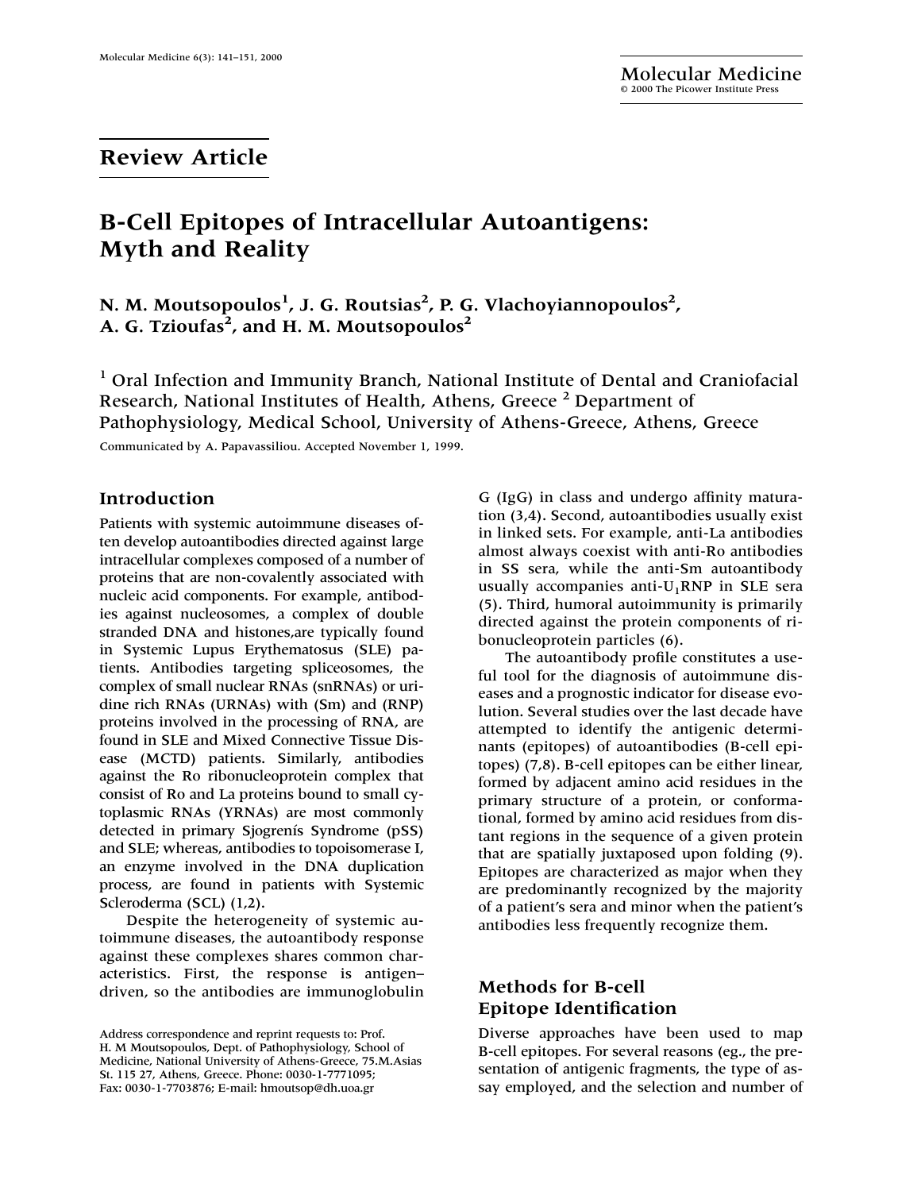## Review Article

# B-Cell Epitopes of Intracellular Autoantigens: Myth and Reality

**N. M. Moutsopoulos[1], J. G. Routsias[2], P. G. Vlachoyiannopoulos[2], A. G. Tzioufas[2], and H. M. Moutsopoulos[2]**

[1] Oral Infection and Immunity Branch, National Institute of Dental and Craniofacial Research, National Institutes of Health, Athens, Greece [2] Department of Pathophysiology, Medical School, University of Athens-Greece, Athens, Greece

Communicated by A. Papavassiliou. Accepted November 1, 1999.

## Introduction

Patients with systemic autoimmune diseases often develop autoantibodies directed against large intracellular complexes composed of a number of proteins that are non-covalently associated with nucleic acid components. For example, antibodies against nucleosomes, a complex of double stranded DNA and histones,are typically found in Systemic Lupus Erythematosus (SLE) patients. Antibodies targeting spliceosomes, the complex of small nuclear RNAs (snRNAs) or uridine rich RNAs (URNAs) with (Sm) and (RNP) proteins involved in the processing of RNA, are found in SLE and Mixed Connective Tissue Disease (MCTD) patients. Similarly, antibodies against the Ro ribonucleoprotein complex that consist of Ro and La proteins bound to small cytoplasmic RNAs (YRNAs) are most commonly detected in primary Sjogrenís Syndrome (pSS) and SLE; whereas, antibodies to topoisomerase I, an enzyme involved in the DNA duplication process, are found in patients with Systemic Scleroderma (SCL) (1,2).

Despite the heterogeneity of systemic autoimmune diseases, the autoantibody response against these complexes shares common characteristics. First, the response is antigen–driven, so the antibodies are immunoglobulin G (IgG) in class and undergo affinity maturation (3,4). Second, autoantibodies usually exist in linked sets. For example, anti-La antibodies almost always coexist with anti-Ro antibodies in SS sera, while the anti-Sm autoantibody usually accompanies anti-$U_1$RNP in SLE sera (5). Third, humoral autoimmunity is primarily directed against the protein components of ribonucleoprotein particles (6).

The autoantibody profile constitutes a useful tool for the diagnosis of autoimmune diseases and a prognostic indicator for disease evolution. Several studies over the last decade have attempted to identify the antigenic determinants (epitopes) of autoantibodies (B-cell epitopes) (7,8). B-cell epitopes can be either linear, formed by adjacent amino acid residues in the primary structure of a protein, or conformational, formed by amino acid residues from distant regions in the sequence of a given protein that are spatially juxtaposed upon folding (9). Epitopes are characterized as major when they are predominantly recognized by the majority of a patient's sera and minor when the patient's antibodies less frequently recognize them.

## Methods for B-cell Epitope Identification

Diverse approaches have been used to map B-cell epitopes. For several reasons (eg., the presentation of antigenic fragments, the type of assay employed, and the selection and number of

Address correspondence and reprint requests to: Prof. H. M Moutsopoulos, Dept. of Pathophysiology, School of Medicine, National University of Athens-Greece, 75.M.Asias St. 115 27, Athens, Greece. Phone: 0030-1-7771095; Fax: 0030-1-7703876; E-mail: hmoutsop@dh.uoa.gr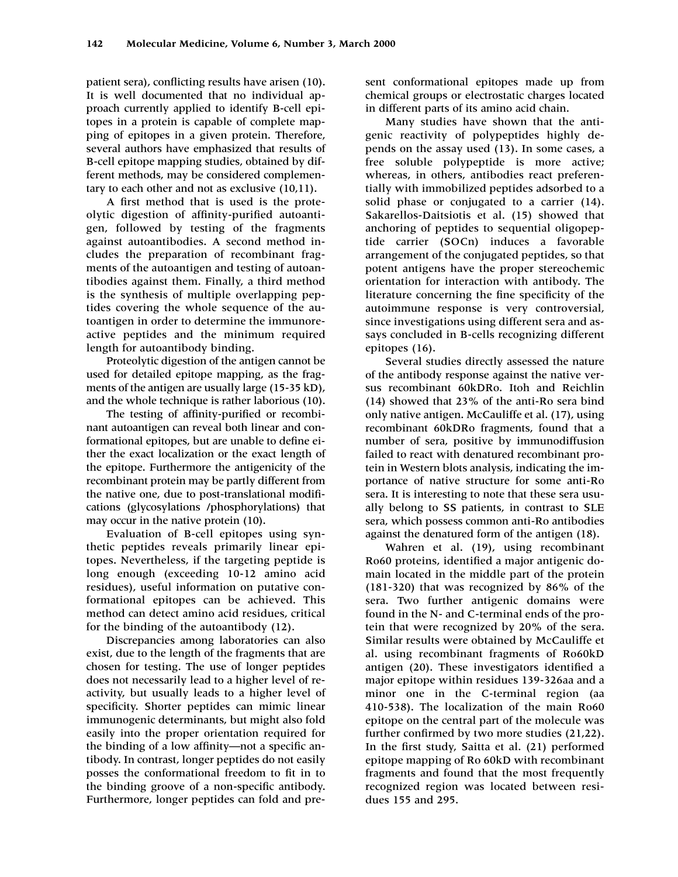patient sera), conflicting results have arisen (10). It is well documented that no individual approach currently applied to identify B-cell epitopes in a protein is capable of complete mapping of epitopes in a given protein. Therefore, several authors have emphasized that results of B-cell epitope mapping studies, obtained by different methods, may be considered complementary to each other and not as exclusive (10,11).

A first method that is used is the proteolytic digestion of affinity-purified autoantigen, followed by testing of the fragments against autoantibodies. A second method includes the preparation of recombinant fragments of the autoantigen and testing of autoantibodies against them. Finally, a third method is the synthesis of multiple overlapping peptides covering the whole sequence of the autoantigen in order to determine the immunoreactive peptides and the minimum required length for autoantibody binding.

Proteolytic digestion of the antigen cannot be used for detailed epitope mapping, as the fragments of the antigen are usually large (15-35 kD), and the whole technique is rather laborious (10).

The testing of affinity-purified or recombinant autoantigen can reveal both linear and conformational epitopes, but are unable to define either the exact localization or the exact length of the epitope. Furthermore the antigenicity of the recombinant protein may be partly different from the native one, due to post-translational modifications (glycosylations /phosphorylations) that may occur in the native protein (10).

Evaluation of B-cell epitopes using synthetic peptides reveals primarily linear epitopes. Nevertheless, if the targeting peptide is long enough (exceeding 10-12 amino acid residues), useful information on putative conformational epitopes can be achieved. This method can detect amino acid residues, critical for the binding of the autoantibody (12).

Discrepancies among laboratories can also exist, due to the length of the fragments that are chosen for testing. The use of longer peptides does not necessarily lead to a higher level of reactivity, but usually leads to a higher level of specificity. Shorter peptides can mimic linear immunogenic determinants, but might also fold easily into the proper orientation required for the binding of a low affinity—not a specific antibody. In contrast, longer peptides do not easily posses the conformational freedom to fit in to the binding groove of a non-specific antibody. Furthermore, longer peptides can fold and present conformational epitopes made up from chemical groups or electrostatic charges located in different parts of its amino acid chain.

Many studies have shown that the antigenic reactivity of polypeptides highly depends on the assay used (13). In some cases, a free soluble polypeptide is more active; whereas, in others, antibodies react preferentially with immobilized peptides adsorbed to a solid phase or conjugated to a carrier (14). Sakarellos-Daitsiotis et al. (15) showed that anchoring of peptides to sequential oligopeptide carrier (SOCn) induces a favorable arrangement of the conjugated peptides, so that potent antigens have the proper stereochemic orientation for interaction with antibody. The literature concerning the fine specificity of the autoimmune response is very controversial, since investigations using different sera and assays concluded in B-cells recognizing different epitopes (16).

Several studies directly assessed the nature of the antibody response against the native versus recombinant 60kDRo. Itoh and Reichlin (14) showed that 23% of the anti-Ro sera bind only native antigen. McCauliffe et al. (17), using recombinant 60kDRo fragments, found that a number of sera, positive by immunodiffusion failed to react with denatured recombinant protein in Western blots analysis, indicating the importance of native structure for some anti-Ro sera. It is interesting to note that these sera usually belong to SS patients, in contrast to SLE sera, which possess common anti-Ro antibodies against the denatured form of the antigen (18).

Wahren et al. (19), using recombinant Ro60 proteins, identified a major antigenic domain located in the middle part of the protein (181-320) that was recognized by 86% of the sera. Two further antigenic domains were found in the N- and C-terminal ends of the protein that were recognized by 20% of the sera. Similar results were obtained by McCauliffe et al. using recombinant fragments of Ro60kD antigen (20). These investigators identified a major epitope within residues 139-326aa and a minor one in the C-terminal region (aa 410-538). The localization of the main Ro60 epitope on the central part of the molecule was further confirmed by two more studies (21,22). In the first study, Saitta et al. (21) performed epitope mapping of Ro 60kD with recombinant fragments and found that the most frequently recognized region was located between residues 155 and 295.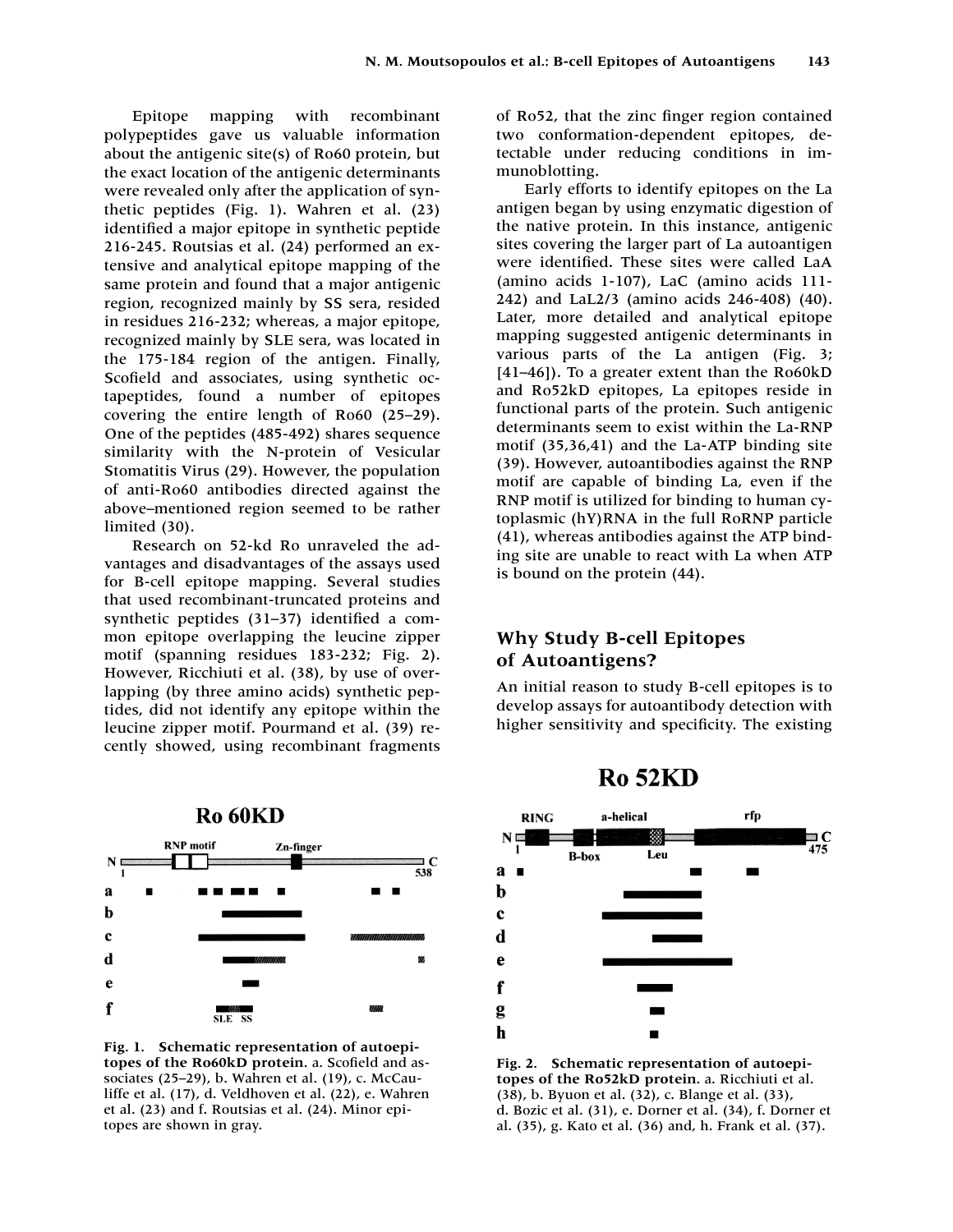Epitope mapping with recombinant polypeptides gave us valuable information about the antigenic site(s) of Ro60 protein, but the exact location of the antigenic determinants were revealed only after the application of synthetic peptides (Fig. 1). Wahren et al. (23) identified a major epitope in synthetic peptide 216-245. Routsias et al. (24) performed an extensive and analytical epitope mapping of the same protein and found that a major antigenic region, recognized mainly by SS sera, resided in residues 216-232; whereas, a major epitope, recognized mainly by SLE sera, was located in the 175-184 region of the antigen. Finally, Scofield and associates, using synthetic octapeptides, found a number of epitopes covering the entire length of Ro60 (25–29). One of the peptides (485-492) shares sequence similarity with the N-protein of Vesicular Stomatitis Virus (29). However, the population of anti-Ro60 antibodies directed against the above–mentioned region seemed to be rather limited (30).

Research on 52-kd Ro unraveled the advantages and disadvantages of the assays used for B-cell epitope mapping. Several studies that used recombinant-truncated proteins and synthetic peptides (31–37) identified a common epitope overlapping the leucine zipper motif (spanning residues 183-232; Fig. 2). However, Ricchiuti et al. (38), by use of overlapping (by three amino acids) synthetic peptides, did not identify any epitope within the leucine zipper motif. Pourmand et al. (39) recently showed, using recombinant fragments of Ro52, that the zinc finger region contained two conformation-dependent epitopes, detectable under reducing conditions in immunoblotting.

Early efforts to identify epitopes on the La antigen began by using enzymatic digestion of the native protein. In this instance, antigenic sites covering the larger part of La autoantigen were identified. These sites were called LaA (amino acids 1-107), LaC (amino acids 111-242) and LaL2/3 (amino acids 246-408) (40). Later, more detailed and analytical epitope mapping suggested antigenic determinants in various parts of the La antigen (Fig. 3; [41–46]). To a greater extent than the Ro60kD and Ro52kD epitopes, La epitopes reside in functional parts of the protein. Such antigenic determinants seem to exist within the La-RNP motif (35,36,41) and the La-ATP binding site (39). However, autoantibodies against the RNP motif are capable of binding La, even if the RNP motif is utilized for binding to human cytoplasmic (hY)RNA in the full RoRNP particle (41), whereas antibodies against the ATP binding site are unable to react with La when ATP is bound on the protein (44).

## Why Study B-cell Epitopes of Autoantigens?

An initial reason to study B-cell epitopes is to develop assays for autoantibody detection with higher sensitivity and specificity. The existing

**Fig. 1. Schematic representation of autoepitopes of the Ro60kD protein**. a. Scofield and associates (25–29), b. Wahren et al. (19), c. McCauliffe et al. (17), d. Veldhoven et al. (22), e. Wahren et al. (23) and f. Routsias et al. (24). Minor epitopes are shown in gray.

**Fig. 2. Schematic representation of autoepitopes of the Ro52kD protein**. a. Ricchiuti et al. (38), b. Byuon et al. (32), c. Blange et al. (33), d. Bozic et al. (31), e. Dorner et al. (34), f. Dorner et al. (35), g. Kato et al. (36) and, h. Frank et al. (37).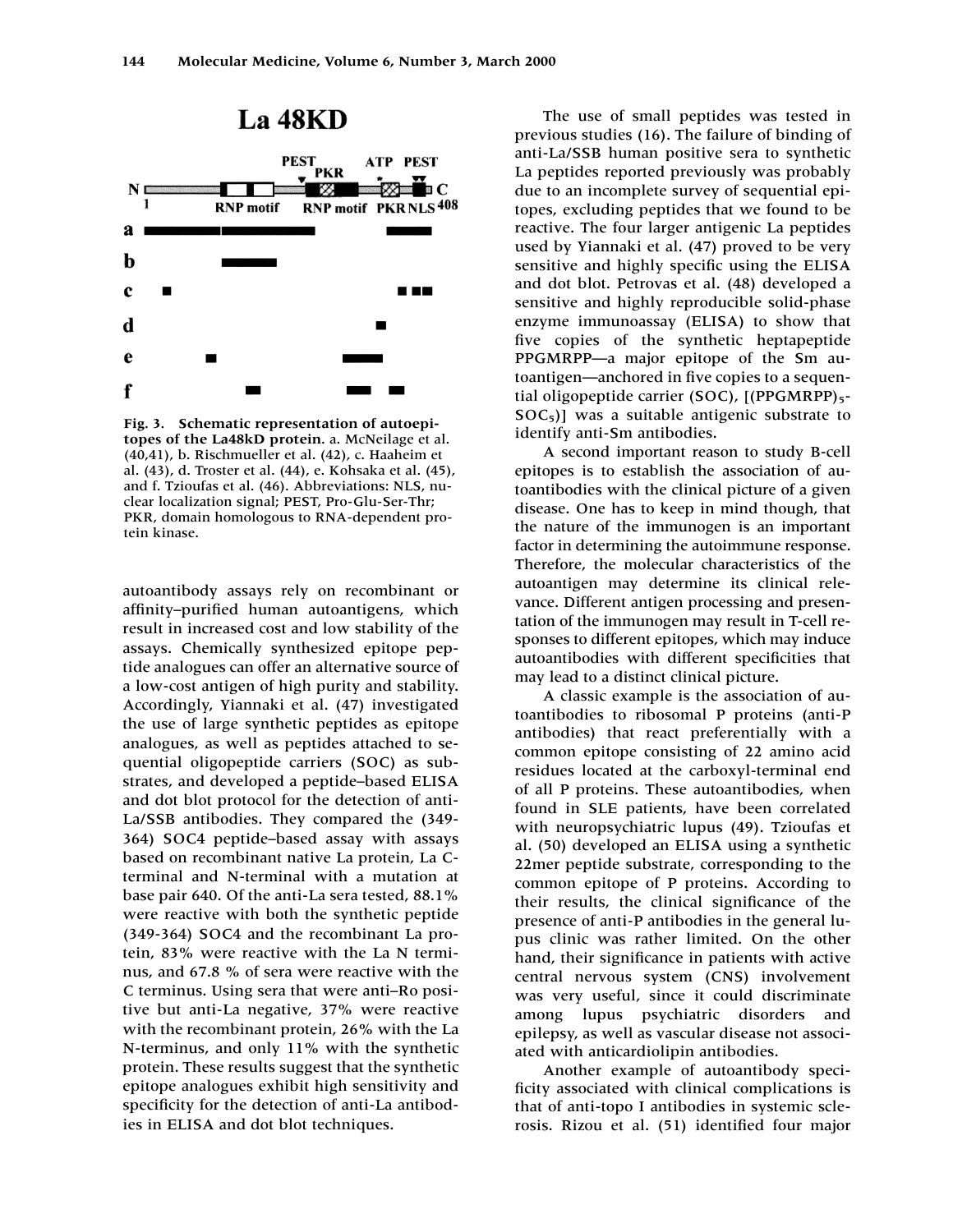Fig. 3. **Schematic representation of autoepitopes of the La48kD protein.** a. McNeilage et al. (40,41), b. Rischmueller et al. (42), c. Haaheim et al. (43), d. Troster et al. (44), e. Kohsaka et al. (45), and f. Tzioufas et al. (46). Abbreviations: NLS, nuclear localization signal; PEST, Pro-Glu-Ser-Thr; PKR, domain homologous to RNA-dependent protein kinase.

autoantibody assays rely on recombinant or affinity–purified human autoantigens, which result in increased cost and low stability of the assays. Chemically synthesized epitope peptide analogues can offer an alternative source of a low-cost antigen of high purity and stability. Accordingly, Yiannaki et al. (47) investigated the use of large synthetic peptides as epitope analogues, as well as peptides attached to sequential oligopeptide carriers (SOC) as substrates, and developed a peptide–based ELISA and dot blot protocol for the detection of anti-La/SSB antibodies. They compared the (349-364) SOC4 peptide–based assay with assays based on recombinant native La protein, La C-terminal and N-terminal with a mutation at base pair 640. Of the anti-La sera tested, 88.1% were reactive with both the synthetic peptide (349-364) SOC4 and the recombinant La protein, 83% were reactive with the La N terminus, and 67.8 % of sera were reactive with the C terminus. Using sera that were anti–Ro positive but anti-La negative, 37% were reactive with the recombinant protein, 26% with the La N-terminus, and only 11% with the synthetic protein. These results suggest that the synthetic epitope analogues exhibit high sensitivity and specificity for the detection of anti-La antibodies in ELISA and dot blot techniques.

The use of small peptides was tested in previous studies (16). The failure of binding of anti-La/SSB human positive sera to synthetic La peptides reported previously was probably due to an incomplete survey of sequential epitopes, excluding peptides that we found to be reactive. The four larger antigenic La peptides used by Yiannaki et al. (47) proved to be very sensitive and highly specific using the ELISA and dot blot. Petrovas et al. (48) developed a sensitive and highly reproducible solid-phase enzyme immunoassay (ELISA) to show that five copies of the synthetic heptapeptide PPGMRPP—a major epitope of the Sm autoantigen—anchored in five copies to a sequential oligopeptide carrier (SOC), $[(PPGMRPP)_5\text{-}SOC_5)]$ was a suitable antigenic substrate to identify anti-Sm antibodies.

A second important reason to study B-cell epitopes is to establish the association of autoantibodies with the clinical picture of a given disease. One has to keep in mind though, that the nature of the immunogen is an important factor in determining the autoimmune response. Therefore, the molecular characteristics of the autoantigen may determine its clinical relevance. Different antigen processing and presentation of the immunogen may result in T-cell responses to different epitopes, which may induce autoantibodies with different specificities that may lead to a distinct clinical picture.

A classic example is the association of autoantibodies to ribosomal P proteins (anti-P antibodies) that react preferentially with a common epitope consisting of 22 amino acid residues located at the carboxyl-terminal end of all P proteins. These autoantibodies, when found in SLE patients, have been correlated with neuropsychiatric lupus (49). Tzioufas et al. (50) developed an ELISA using a synthetic 22mer peptide substrate, corresponding to the common epitope of P proteins. According to their results, the clinical significance of the presence of anti-P antibodies in the general lupus clinic was rather limited. On the other hand, their significance in patients with active central nervous system (CNS) involvement was very useful, since it could discriminate among lupus psychiatric disorders and epilepsy, as well as vascular disease not associated with anticardiolipin antibodies.

Another example of autoantibody specificity associated with clinical complications is that of anti-topo I antibodies in systemic sclerosis. Rizou et al. (51) identified four major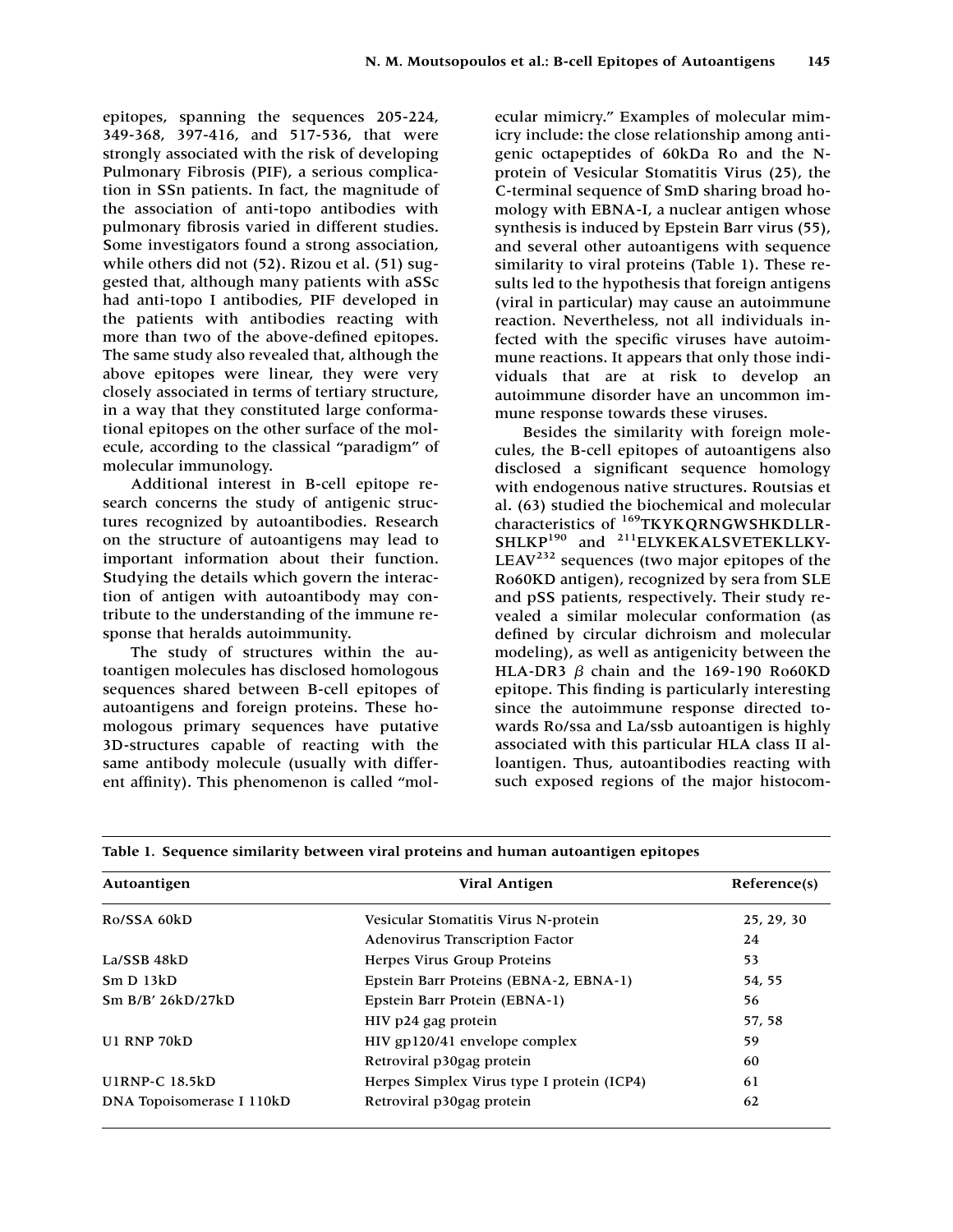epitopes, spanning the sequences 205-224, 349-368, 397-416, and 517-536, that were strongly associated with the risk of developing Pulmonary Fibrosis (PIF), a serious complication in SSn patients. In fact, the magnitude of the association of anti-topo antibodies with pulmonary fibrosis varied in different studies. Some investigators found a strong association, while others did not (52). Rizou et al. (51) suggested that, although many patients with aSSc had anti-topo I antibodies, PIF developed in the patients with antibodies reacting with more than two of the above-defined epitopes. The same study also revealed that, although the above epitopes were linear, they were very closely associated in terms of tertiary structure, in a way that they constituted large conformational epitopes on the other surface of the molecule, according to the classical "paradigm" of molecular immunology.

Additional interest in B-cell epitope research concerns the study of antigenic structures recognized by autoantibodies. Research on the structure of autoantigens may lead to important information about their function. Studying the details which govern the interaction of antigen with autoantibody may contribute to the understanding of the immune response that heralds autoimmunity.

The study of structures within the autoantigen molecules has disclosed homologous sequences shared between B-cell epitopes of autoantigens and foreign proteins. These homologous primary sequences have putative 3D-structures capable of reacting with the same antibody molecule (usually with different affinity). This phenomenon is called "molecular mimicry." Examples of molecular mimicry include: the close relationship among antigenic octapeptides of 60kDa Ro and the N-protein of Vesicular Stomatitis Virus (25), the C-terminal sequence of SmD sharing broad homology with EBNA-I, a nuclear antigen whose synthesis is induced by Epstein Barr virus (55), and several other autoantigens with sequence similarity to viral proteins (Table 1). These results led to the hypothesis that foreign antigens (viral in particular) may cause an autoimmune reaction. Nevertheless, not all individuals infected with the specific viruses have autoimmune reactions. It appears that only those individuals that are at risk to develop an autoimmune disorder have an uncommon immune response towards these viruses.

Besides the similarity with foreign molecules, the B-cell epitopes of autoantigens also disclosed a significant sequence homology with endogenous native structures. Routsias et al. (63) studied the biochemical and molecular characteristics of $^{169}$TKYKQRNGWSHKDLLRSHLKP$^{190}$ and $^{211}$ELYKEKALSVETEKLLKYLEAV$^{232}$ sequences (two major epitopes of the Ro60KD antigen), recognized by sera from SLE and pSS patients, respectively. Their study revealed a similar molecular conformation (as defined by circular dichroism and molecular modeling), as well as antigenicity between the HLA-DR3 $\beta$ chain and the 169-190 Ro60KD epitope. This finding is particularly interesting since the autoimmune response directed towards Ro/ssa and La/ssb autoantigen is highly associated with this particular HLA class II alloantigen. Thus, autoantibodies reacting with such exposed regions of the major histocom-

**Table 1. Sequence similarity between viral proteins and human autoantigen epitopes**

| Autoantigen | Viral Antigen | Reference(s) |
|---|---|---|
| Ro/SSA 60kD | Vesicular Stomatitis Virus N-protein | 25, 29, 30 |
| | Adenovirus Transcription Factor | 24 |
| La/SSB 48kD | Herpes Virus Group Proteins | 53 |
| Sm D 13kD | Epstein Barr Proteins (EBNA-2, EBNA-1) | 54, 55 |
| Sm B/B' 26kD/27kD | Epstein Barr Protein (EBNA-1) | 56 |
| | HIV p24 gag protein | 57, 58 |
| U1 RNP 70kD | HIV gp120/41 envelope complex | 59 |
| | Retroviral p30gag protein | 60 |
| U1RNP-C 18.5kD | Herpes Simplex Virus type I protein (ICP4) | 61 |
| DNA Topoisomerase I 110kD | Retroviral p30gag protein | 62 |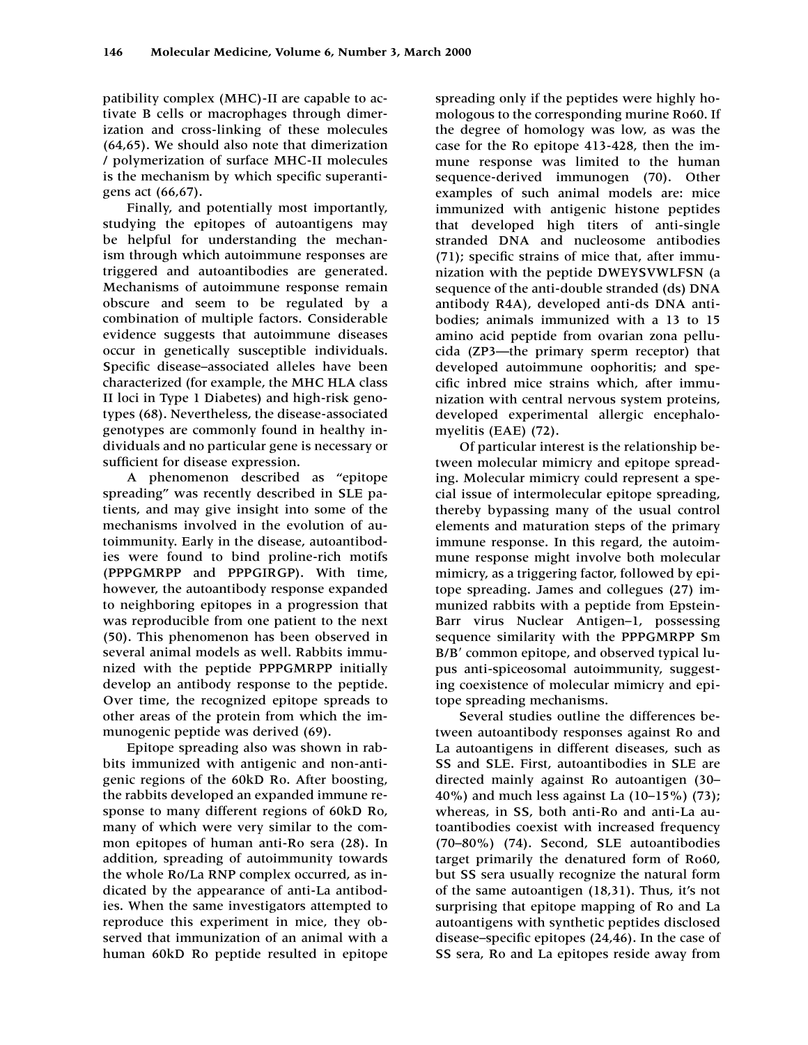patibility complex (MHC)-II are capable to activate B cells or macrophages through dimerization and cross-linking of these molecules (64,65). We should also note that dimerization / polymerization of surface MHC-II molecules is the mechanism by which specific superantigens act (66,67).

Finally, and potentially most importantly, studying the epitopes of autoantigens may be helpful for understanding the mechanism through which autoimmune responses are triggered and autoantibodies are generated. Mechanisms of autoimmune response remain obscure and seem to be regulated by a combination of multiple factors. Considerable evidence suggests that autoimmune diseases occur in genetically susceptible individuals. Specific disease–associated alleles have been characterized (for example, the MHC HLA class II loci in Type 1 Diabetes) and high-risk genotypes (68). Nevertheless, the disease-associated genotypes are commonly found in healthy individuals and no particular gene is necessary or sufficient for disease expression.

A phenomenon described as "epitope spreading" was recently described in SLE patients, and may give insight into some of the mechanisms involved in the evolution of autoimmunity. Early in the disease, autoantibodies were found to bind proline-rich motifs (PPPGMRPP and PPPGIRGP). With time, however, the autoantibody response expanded to neighboring epitopes in a progression that was reproducible from one patient to the next (50). This phenomenon has been observed in several animal models as well. Rabbits immunized with the peptide PPPGMRPP initially develop an antibody response to the peptide. Over time, the recognized epitope spreads to other areas of the protein from which the immunogenic peptide was derived (69).

Epitope spreading also was shown in rabbits immunized with antigenic and non-antigenic regions of the 60kD Ro. After boosting, the rabbits developed an expanded immune response to many different regions of 60kD Ro, many of which were very similar to the common epitopes of human anti-Ro sera (28). In addition, spreading of autoimmunity towards the whole Ro/La RNP complex occurred, as indicated by the appearance of anti-La antibodies. When the same investigators attempted to reproduce this experiment in mice, they observed that immunization of an animal with a human 60kD Ro peptide resulted in epitope spreading only if the peptides were highly homologous to the corresponding murine Ro60. If the degree of homology was low, as was the case for the Ro epitope 413-428, then the immune response was limited to the human sequence-derived immunogen (70). Other examples of such animal models are: mice immunized with antigenic histone peptides that developed high titers of anti-single stranded DNA and nucleosome antibodies (71); specific strains of mice that, after immunization with the peptide DWEYSVWLFSN (a sequence of the anti-double stranded (ds) DNA antibody R4A), developed anti-ds DNA antibodies; animals immunized with a 13 to 15 amino acid peptide from ovarian zona pellucida (ZP3—the primary sperm receptor) that developed autoimmune oophoritis; and specific inbred mice strains which, after immunization with central nervous system proteins, developed experimental allergic encephalomyelitis (EAE) (72).

Of particular interest is the relationship between molecular mimicry and epitope spreading. Molecular mimicry could represent a special issue of intermolecular epitope spreading, thereby bypassing many of the usual control elements and maturation steps of the primary immune response. In this regard, the autoimmune response might involve both molecular mimicry, as a triggering factor, followed by epitope spreading. James and collegues (27) immunized rabbits with a peptide from Epstein-Barr virus Nuclear Antigen–1, possessing sequence similarity with the PPPGMRPP Sm B/B′ common epitope, and observed typical lupus anti-spiceosomal autoimmunity, suggesting coexistence of molecular mimicry and epitope spreading mechanisms.

Several studies outline the differences between autoantibody responses against Ro and La autoantigens in different diseases, such as SS and SLE. First, autoantibodies in SLE are directed mainly against Ro autoantigen (30–40%) and much less against La (10–15%) (73); whereas, in SS, both anti-Ro and anti-La autoantibodies coexist with increased frequency (70–80%) (74). Second, SLE autoantibodies target primarily the denatured form of Ro60, but SS sera usually recognize the natural form of the same autoantigen (18,31). Thus, it's not surprising that epitope mapping of Ro and La autoantigens with synthetic peptides disclosed disease–specific epitopes (24,46). In the case of SS sera, Ro and La epitopes reside away from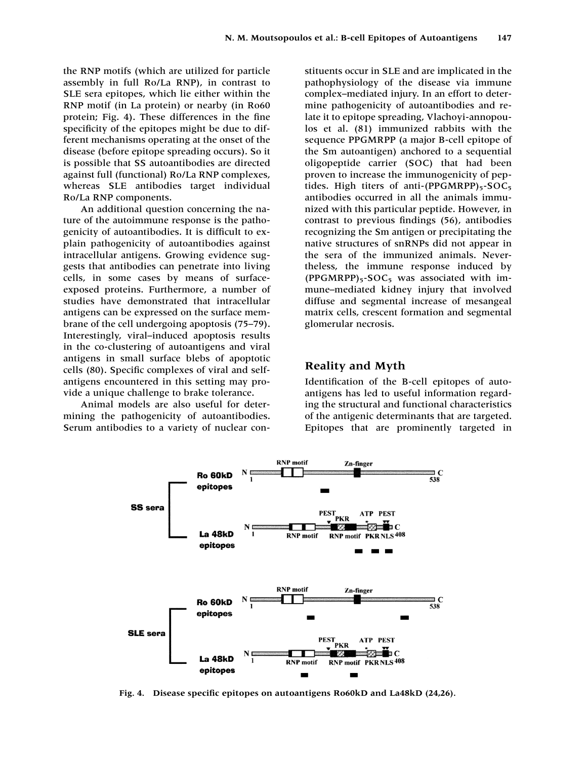the RNP motifs (which are utilized for particle assembly in full Ro/La RNP), in contrast to SLE sera epitopes, which lie either within the RNP motif (in La protein) or nearby (in Ro60 protein; Fig. 4). These differences in the fine specificity of the epitopes might be due to different mechanisms operating at the onset of the disease (before epitope spreading occurs). So it is possible that SS autoantibodies are directed against full (functional) Ro/La RNP complexes, whereas SLE antibodies target individual Ro/La RNP components.

An additional question concerning the nature of the autoimmune response is the pathogenicity of autoantibodies. It is difficult to explain pathogenicity of autoantibodies against intracellular antigens. Growing evidence suggests that antibodies can penetrate into living cells, in some cases by means of surface-exposed proteins. Furthermore, a number of studies have demonstrated that intracellular antigens can be expressed on the surface membrane of the cell undergoing apoptosis (75–79). Interestingly, viral–induced apoptosis results in the co-clustering of autoantigens and viral antigens in small surface blebs of apoptotic cells (80). Specific complexes of viral and self-antigens encountered in this setting may provide a unique challenge to brake tolerance.

Animal models are also useful for determining the pathogenicity of autoantibodies. Serum antibodies to a variety of nuclear constituents occur in SLE and are implicated in the pathophysiology of the disease via immune complex–mediated injury. In an effort to determine pathogenicity of autoantibodies and relate it to epitope spreading, Vlachoyi-annopoulos et al. (81) immunized rabbits with the sequence PPGMRPP (a major B-cell epitope of the Sm autoantigen) anchored to a sequential oligopeptide carrier (SOC) that had been proven to increase the immunogenicity of peptides. High titers of anti-$(PPGMRPP)_5$-$SOC_5$ antibodies occurred in all the animals immunized with this particular peptide. However, in contrast to previous findings (56), antibodies recognizing the Sm antigen or precipitating the native structures of snRNPs did not appear in the sera of the immunized animals. Nevertheless, the immune response induced by $(PPGMRPP)_5$-$SOC_5$ was associated with immune–mediated kidney injury that involved diffuse and segmental increase of mesangeal matrix cells, crescent formation and segmental glomerular necrosis.

## Reality and Myth

Identification of the B-cell epitopes of autoantigens has led to useful information regarding the structural and functional characteristics of the antigenic determinants that are targeted. Epitopes that are prominently targeted in

**Fig. 4. Disease specific epitopes on autoantigens Ro60kD and La48kD (24,26).**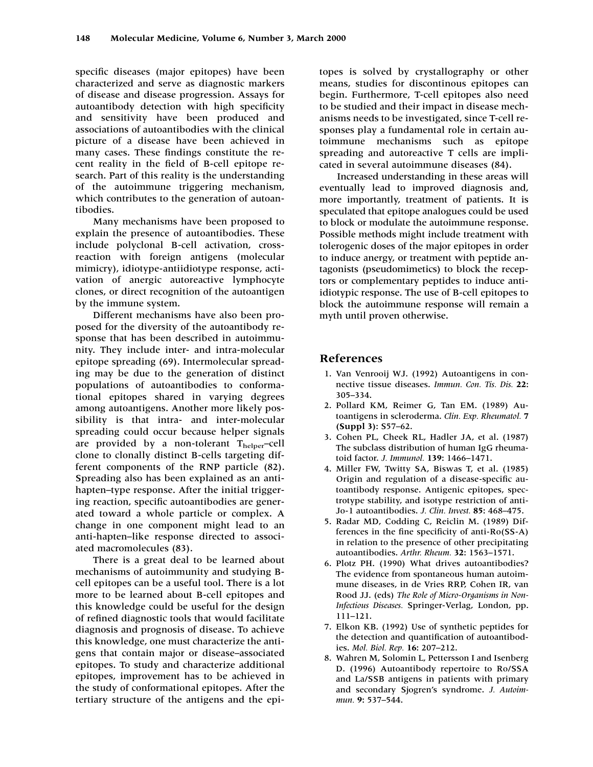specific diseases (major epitopes) have been characterized and serve as diagnostic markers of disease and disease progression. Assays for autoantibody detection with high specificity and sensitivity have been produced and associations of autoantibodies with the clinical picture of a disease have been achieved in many cases. These findings constitute the recent reality in the field of B-cell epitope research. Part of this reality is the understanding of the autoimmune triggering mechanism, which contributes to the generation of autoantibodies.

Many mechanisms have been proposed to explain the presence of autoantibodies. These include polyclonal B-cell activation, cross-reaction with foreign antigens (molecular mimicry), idiotype-antiidiotype response, activation of anergic autoreactive lymphocyte clones, or direct recognition of the autoantigen by the immune system.

Different mechanisms have also been proposed for the diversity of the autoantibody response that has been described in autoimmunity. They include inter- and intra-molecular epitope spreading (69). Intermolecular spreading may be due to the generation of distinct populations of autoantibodies to conformational epitopes shared in varying degrees among autoantigens. Another more likely possibility is that intra- and inter-molecular spreading could occur because helper signals are provided by a non-tolerant $T_{helper}$–cell clone to clonally distinct B-cells targeting different components of the RNP particle (82). Spreading also has been explained as an anti-hapten–type response. After the initial triggering reaction, specific autoantibodies are generated toward a whole particle or complex. A change in one component might lead to an anti-hapten–like response directed to associated macromolecules (83).

There is a great deal to be learned about mechanisms of autoimmunity and studying B-cell epitopes can be a useful tool. There is a lot more to be learned about B-cell epitopes and this knowledge could be useful for the design of refined diagnostic tools that would facilitate diagnosis and prognosis of disease. To achieve this knowledge, one must characterize the antigens that contain major or disease–associated epitopes. To study and characterize additional epitopes, improvement has to be achieved in the study of conformational epitopes. After the tertiary structure of the antigens and the epitopes is solved by crystallography or other means, studies for discontinous epitopes can begin. Furthermore, T-cell epitopes also need to be studied and their impact in disease mechanisms needs to be investigated, since T-cell responses play a fundamental role in certain autoimmune mechanisms such as epitope spreading and autoreactive T cells are implicated in several autoimmune diseases (84).

Increased understanding in these areas will eventually lead to improved diagnosis and, more importantly, treatment of patients. It is speculated that epitope analogues could be used to block or modulate the autoimmune response. Possible methods might include treatment with tolerogenic doses of the major epitopes in order to induce anergy, or treatment with peptide antagonists (pseudomimetics) to block the receptors or complementary peptides to induce anti-idiotypic response. The use of B-cell epitopes to block the autoimmune response will remain a myth until proven otherwise.

## References

1. Van Venrooij WJ. (1992) Autoantigens in connective tissue diseases. *Immun. Con. Tis. Dis.* **22:** 305–334.
2. Pollard KM, Reimer G, Tan EM. (1989) Autoantigens in scleroderma. *Clin. Exp. Rheumatol.* **7 (Suppl 3):** S57–62.
3. Cohen PL, Cheek RL, Hadler JA, et al. (1987) The subclass distribution of human IgG rheumatoid factor. *J. Immunol.* **139:** 1466–1471.
4. Miller FW, Twitty SA, Biswas T, et al. (1985) Origin and regulation of a disease-specific autoantibody response. Antigenic epitopes, spectrotype stability, and isotype restriction of anti-Jo-1 autoantibodies. *J. Clin. Invest.* **85:** 468–475.
5. Radar MD, Codding C, Reiclin M. (1989) Differences in the fine specificity of anti-Ro(SS-A) in relation to the presence of other precipitating autoantibodies. *Arthr. Rheum.* **32:** 1563–1571.
6. Plotz PH. (1990) What drives autoantibodies? The evidence from spontaneous human autoimmune diseases, in de Vries RRP, Cohen IR, van Rood JJ. (eds) *The Role of Micro-Organisms in Non-Infectious Diseases.* Springer-Verlag, London, pp. 111–121.
7. Elkon KB. (1992) Use of synthetic peptides for the detection and quantification of autoantibodies. *Mol. Biol. Rep.* **16:** 207–212.
8. Wahren M, Solomin L, Pettersson I and Isenberg D. (1996) Autoantibody repertoire to Ro/SSA and La/SSB antigens in patients with primary and secondary Sjogren's syndrome. *J. Autoimmun.* **9:** 537–544.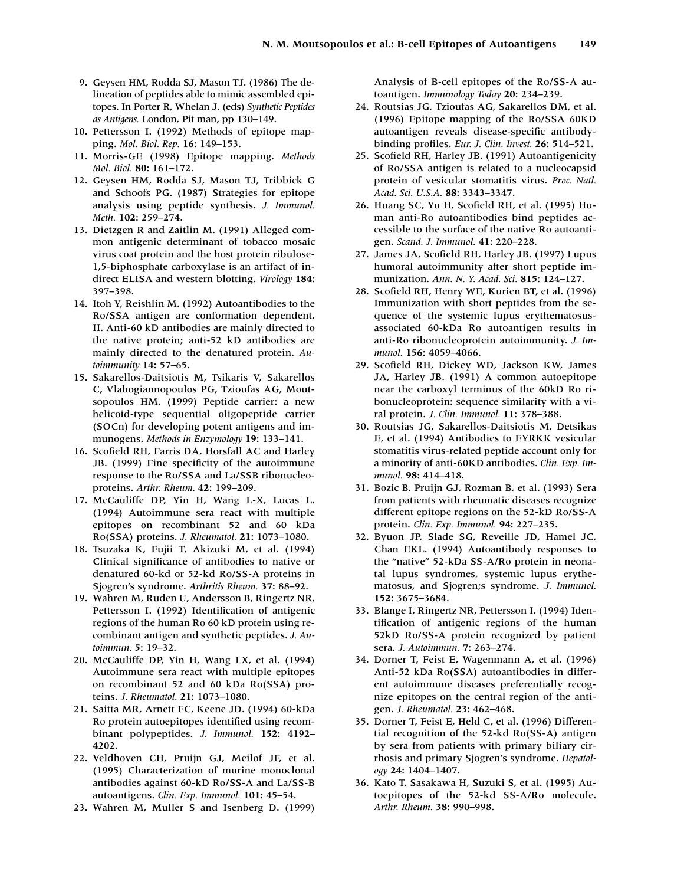9. Geysen HM, Rodda SJ, Mason TJ. (1986) The delineation of peptides able to mimic assembled epitopes. In Porter R, Whelan J. (eds) *Synthetic Peptides as Antigens.* London, Pit man, pp 130–149.
10. Pettersson I. (1992) Methods of epitope mapping. *Mol. Biol. Rep.* **16:** 149–153.
11. Morris-GE (1998) Epitope mapping. *Methods Mol. Biol.* **80:** 161–172.
12. Geysen HM, Rodda SJ, Mason TJ, Tribbick G and Schoofs PG. (1987) Strategies for epitope analysis using peptide synthesis. *J. Immunol. Meth.* **102:** 259–274.
13. Dietzgen R and Zaitlin M. (1991) Alleged common antigenic determinant of tobacco mosaic virus coat protein and the host protein ribulose-1,5-biphosphate carboxylase is an artifact of indirect ELISA and western blotting. *Virology* **184:** 397–398.
14. Itoh Y, Reishlin M. (1992) Autoantibodies to the Ro/SSA antigen are conformation dependent. II. Anti-60 kD antibodies are mainly directed to the native protein; anti-52 kD antibodies are mainly directed to the denatured protein. *Autoimmunity* **14:** 57–65.
15. Sakarellos-Daitsiotis M, Tsikaris V, Sakarellos C, Vlahogiannopoulos PG, Tzioufas AG, Moutsopoulos HM. (1999) Peptide carrier: a new helicoid-type sequential oligopeptide carrier (SOCn) for developing potent antigens and immunogens. *Methods in Enzymology* **19:** 133–141.
16. Scofield RH, Farris DA, Horsfall AC and Harley JB. (1999) Fine specificity of the autoimmune response to the Ro/SSA and La/SSB ribonucleoproteins. *Arthr. Rheum.* **42:** 199–209.
17. McCauliffe DP, Yin H, Wang L-X, Lucas L. (1994) Autoimmune sera react with multiple epitopes on recombinant 52 and 60 kDa Ro(SSA) proteins. *J. Rheumatol.* **21:** 1073–1080.
18. Tsuzaka K, Fujii T, Akizuki M, et al. (1994) Clinical significance of antibodies to native or denatured 60-kd or 52-kd Ro/SS-A proteins in Sjogren's syndrome. *Arthritis Rheum.* **37:** 88–92.
19. Wahren M, Ruden U, Andersson B, Ringertz NR, Pettersson I. (1992) Identification of antigenic regions of the human Ro 60 kD protein using recombinant antigen and synthetic peptides. *J. Autoimmun.* **5:** 19–32.
20. McCauliffe DP, Yin H, Wang LX, et al. (1994) Autoimmune sera react with multiple epitopes on recombinant 52 and 60 kDa Ro(SSA) proteins. *J. Rheumatol.* **21:** 1073–1080.
21. Saitta MR, Arnett FC, Keene JD. (1994) 60-kDa Ro protein autoepitopes identified using recombinant polypeptides. *J. Immunol.* **152:** 4192–4202.
22. Veldhoven CH, Pruijn GJ, Meilof JF, et al. (1995) Characterization of murine monoclonal antibodies against 60-kD Ro/SS-A and La/SS-B autoantigens. *Clin. Exp. Immunol.* **101:** 45–54.
23. Wahren M, Muller S and Isenberg D. (1999) Analysis of B-cell epitopes of the Ro/SS-A autoantigen. *Immunology Today* **20:** 234–239.
24. Routsias JG, Tzioufas AG, Sakarellos DM, et al. (1996) Epitope mapping of the Ro/SSA 60KD autoantigen reveals disease-specific antibody-binding profiles. *Eur. J. Clin. Invest.* **26:** 514–521.
25. Scofield RH, Harley JB. (1991) Autoantigenicity of Ro/SSA antigen is related to a nucleocapsid protein of vesicular stomatitis virus. *Proc. Natl. Acad. Sci. U.S.A.* **88:** 3343–3347.
26. Huang SC, Yu H, Scofield RH, et al. (1995) Human anti-Ro autoantibodies bind peptides accessible to the surface of the native Ro autoantigen. *Scand. J. Immunol.* **41:** 220–228.
27. James JA, Scofield RH, Harley JB. (1997) Lupus humoral autoimmunity after short peptide immunization. *Ann. N. Y. Acad. Sci.* **815:** 124–127.
28. Scofield RH, Henry WE, Kurien BT, et al. (1996) Immunization with short peptides from the sequence of the systemic lupus erythematosus-associated 60-kDa Ro autoantigen results in anti-Ro ribonucleoprotein autoimmunity. *J. Immunol.* **156:** 4059–4066.
29. Scofield RH, Dickey WD, Jackson KW, James JA, Harley JB. (1991) A common autoepitope near the carboxyl terminus of the 60kD Ro ribonucleoprotein: sequence similarity with a viral protein. *J. Clin. Immunol.* **11:** 378–388.
30. Routsias JG, Sakarellos-Daitsiotis M, Detsikas E, et al. (1994) Antibodies to EYRKK vesicular stomatitis virus-related peptide account only for a minority of anti-60KD antibodies. *Clin. Exp. Immunol.* **98:** 414–418.
31. Bozic B, Pruijn GJ, Rozman B, et al. (1993) Sera from patients with rheumatic diseases recognize different epitope regions on the 52-kD Ro/SS-A protein. *Clin. Exp. Immunol.* **94:** 227–235.
32. Byuon JP, Slade SG, Reveille JD, Hamel JC, Chan EKL. (1994) Autoantibody responses to the "native" 52-kDa SS-A/Ro protein in neonatal lupus syndromes, systemic lupus erythematosus, and Sjogren;s syndrome. *J. Immunol.* **152:** 3675–3684.
33. Blange I, Ringertz NR, Pettersson I. (1994) Identification of antigenic regions of the human 52kD Ro/SS-A protein recognized by patient sera. *J. Autoimmun.* **7:** 263–274.
34. Dorner T, Feist E, Wagenmann A, et al. (1996) Anti-52 kDa Ro(SSA) autoantibodies in different autoimmune diseases preferentially recognize epitopes on the central region of the antigen. *J. Rheumatol.* **23:** 462–468.
35. Dorner T, Feist E, Held C, et al. (1996) Differential recognition of the 52-kd Ro(SS-A) antigen by sera from patients with primary biliary cirrhosis and primary Sjogren's syndrome. *Hepatology* **24:** 1404–1407.
36. Kato T, Sasakawa H, Suzuki S, et al. (1995) Autoepitopes of the 52-kd SS-A/Ro molecule. *Arthr. Rheum.* **38:** 990–998.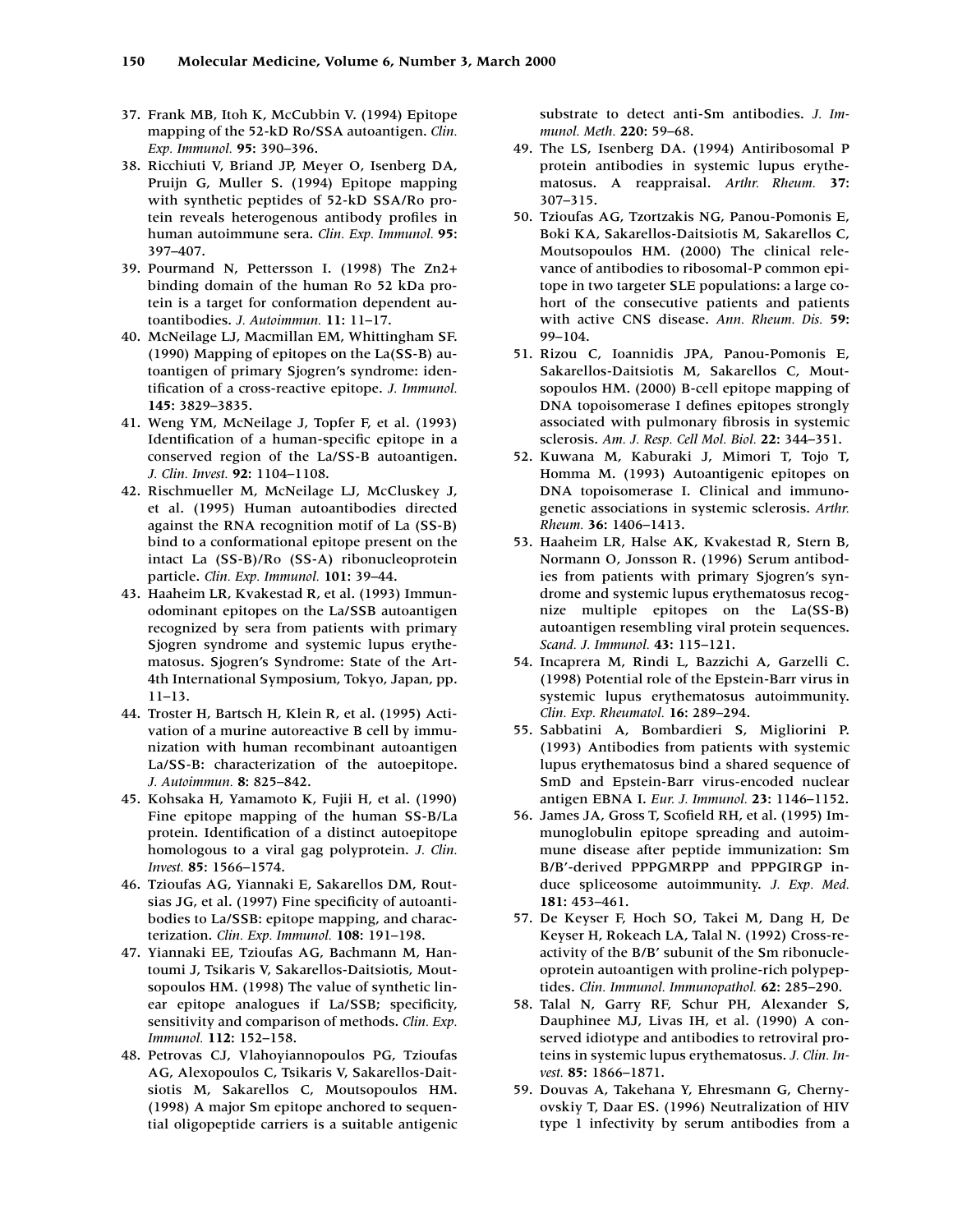37. Frank MB, Itoh K, McCubbin V. (1994) Epitope mapping of the 52-kD Ro/SSA autoantigen. *Clin. Exp. Immunol.* **95:** 390–396.
38. Ricchiuti V, Briand JP, Meyer O, Isenberg DA, Pruijn G, Muller S. (1994) Epitope mapping with synthetic peptides of 52-kD SSA/Ro protein reveals heterogenous antibody profiles in human autoimmune sera. *Clin. Exp. Immunol.* **95:** 397–407.
39. Pourmand N, Pettersson I. (1998) The Zn2+ binding domain of the human Ro 52 kDa protein is a target for conformation dependent autoantibodies. *J. Autoimmun.* **11:** 11–17.
40. McNeilage LJ, Macmillan EM, Whittingham SF. (1990) Mapping of epitopes on the La(SS-B) autoantigen of primary Sjogren's syndrome: identification of a cross-reactive epitope. *J. Immunol.* **145:** 3829–3835.
41. Weng YM, McNeilage J, Topfer F, et al. (1993) Identification of a human-specific epitope in a conserved region of the La/SS-B autoantigen. *J. Clin. Invest.* **92:** 1104–1108.
42. Rischmueller M, McNeilage LJ, McCluskey J, et al. (1995) Human autoantibodies directed against the RNA recognition motif of La (SS-B) bind to a conformational epitope present on the intact La (SS-B)/Ro (SS-A) ribonucleoprotein particle. *Clin. Exp. Immunol.* **101:** 39–44.
43. Haaheim LR, Kvakestad R, et al. (1993) Immunodominant epitopes on the La/SSB autoantigen recognized by sera from patients with primary Sjogren syndrome and systemic lupus erythematosus. Sjogren's Syndrome: State of the Art-4th International Symposium, Tokyo, Japan, pp. 11–13.
44. Troster H, Bartsch H, Klein R, et al. (1995) Activation of a murine autoreactive B cell by immunization with human recombinant autoantigen La/SS-B: characterization of the autoepitope. *J. Autoimmun.* **8:** 825–842.
45. Kohsaka H, Yamamoto K, Fujii H, et al. (1990) Fine epitope mapping of the human SS-B/La protein. Identification of a distinct autoepitope homologous to a viral gag polyprotein. *J. Clin. Invest.* **85:** 1566–1574.
46. Tzioufas AG, Yiannaki E, Sakarellos DM, Routsias JG, et al. (1997) Fine specificity of autoantibodies to La/SSB: epitope mapping, and characterization. *Clin. Exp. Immunol.* **108:** 191–198.
47. Yiannaki EE, Tzioufas AG, Bachmann M, Hantoumi J, Tsikaris V, Sakarellos-Daitsiotis, Moutsopoulos HM. (1998) The value of synthetic linear epitope analogues if La/SSB; specificity, sensitivity and comparison of methods. *Clin. Exp. Immunol.* **112:** 152–158.
48. Petrovas CJ, Vlahoyiannopoulos PG, Tzioufas AG, Alexopoulos C, Tsikaris V, Sakarellos-Daitsiotis M, Sakarellos C, Moutsopoulos HM. (1998) A major Sm epitope anchored to sequential oligopeptide carriers is a suitable antigenic substrate to detect anti-Sm antibodies. *J. Immunol. Meth.* **220:** 59–68.
49. The LS, Isenberg DA. (1994) Antiribosomal P protein antibodies in systemic lupus erythematosus. A reappraisal. *Arthr. Rheum.* **37:** 307–315.
50. Tzioufas AG, Tzortzakis NG, Panou-Pomonis E, Boki KA, Sakarellos-Daitsiotis M, Sakarellos C, Moutsopoulos HM. (2000) The clinical relevance of antibodies to ribosomal-P common epitope in two targeter SLE populations: a large cohort of the consecutive patients and patients with active CNS disease. *Ann. Rheum. Dis.* **59:** 99–104.
51. Rizou C, Ioannidis JPA, Panou-Pomonis E, Sakarellos-Daitsiotis M, Sakarellos C, Moutsopoulos HM. (2000) B-cell epitope mapping of DNA topoisomerase I defines epitopes strongly associated with pulmonary fibrosis in systemic sclerosis. *Am. J. Resp. Cell Mol. Biol.* **22:** 344–351.
52. Kuwana M, Kaburaki J, Mimori T, Tojo T, Homma M. (1993) Autoantigenic epitopes on DNA topoisomerase I. Clinical and immunogenetic associations in systemic sclerosis. *Arthr. Rheum.* **36:** 1406–1413.
53. Haaheim LR, Halse AK, Kvakestad R, Stern B, Normann O, Jonsson R. (1996) Serum antibodies from patients with primary Sjogren's syndrome and systemic lupus erythematosus recognize multiple epitopes on the La(SS-B) autoantigen resembling viral protein sequences. *Scand. J. Immunol.* **43:** 115–121.
54. Incaprera M, Rindi L, Bazzichi A, Garzelli C. (1998) Potential role of the Epstein-Barr virus in systemic lupus erythematosus autoimmunity. *Clin. Exp. Rheumatol.* **16:** 289–294.
55. Sabbatini A, Bombardieri S, Migliorini P. (1993) Antibodies from patients with systemic lupus erythematosus bind a shared sequence of SmD and Epstein-Barr virus-encoded nuclear antigen EBNA I. *Eur. J. Immunol.* **23:** 1146–1152.
56. James JA, Gross T, Scofield RH, et al. (1995) Immunoglobulin epitope spreading and autoimmune disease after peptide immunization: Sm B/B′-derived PPPGMRPP and PPPGIRGP induce spliceosome autoimmunity. *J. Exp. Med.* **181:** 453–461.
57. De Keyser F, Hoch SO, Takei M, Dang H, De Keyser H, Rokeach LA, Talal N. (1992) Cross-reactivity of the B/B′ subunit of the Sm ribonucleoprotein autoantigen with proline-rich polypeptides. *Clin. Immunol. Immunopathol.* **62:** 285–290.
58. Talal N, Garry RF, Schur PH, Alexander S, Dauphinee MJ, Livas IH, et al. (1990) A conserved idiotype and antibodies to retroviral proteins in systemic lupus erythematosus. *J. Clin. Invest.* **85:** 1866–1871.
59. Douvas A, Takehana Y, Ehresmann G, Chernyovskiy T, Daar ES. (1996) Neutralization of HIV type 1 infectivity by serum antibodies from a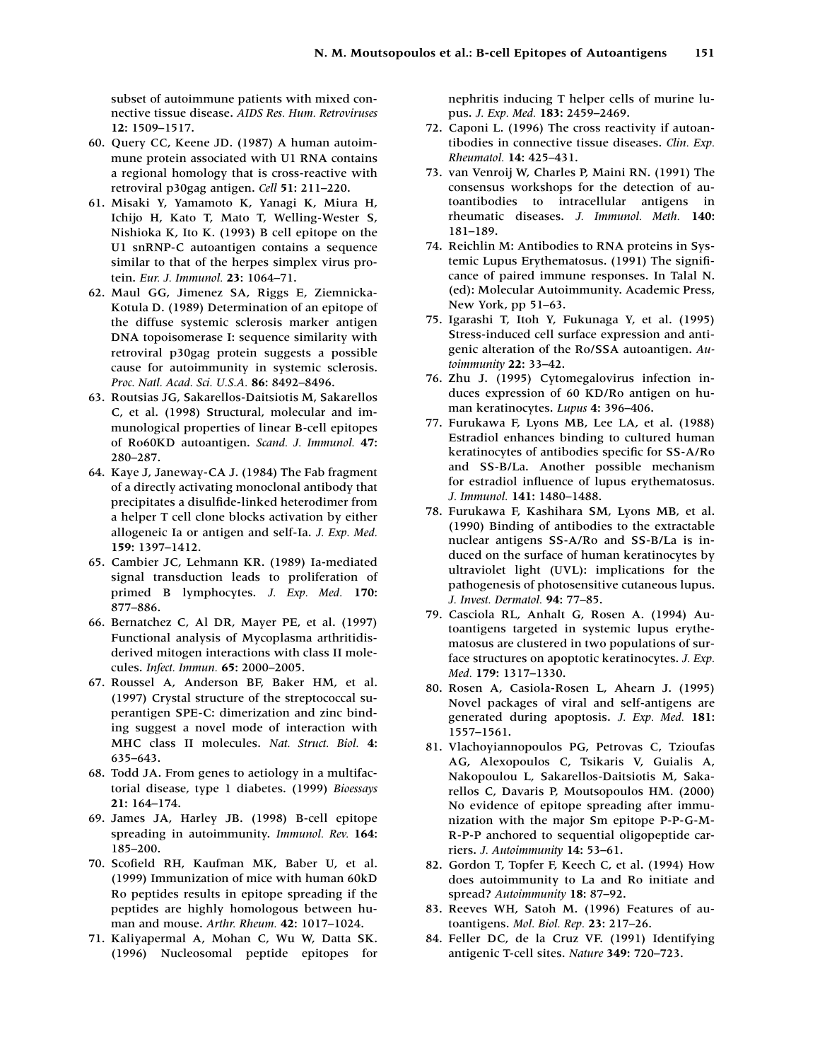subset of autoimmune patients with mixed connective tissue disease. *AIDS Res. Hum. Retroviruses* **12:** 1509–1517.

60. Query CC, Keene JD. (1987) A human autoimmune protein associated with U1 RNA contains a regional homology that is cross-reactive with retroviral p30gag antigen. *Cell* **51:** 211–220.
61. Misaki Y, Yamamoto K, Yanagi K, Miura H, Ichijo H, Kato T, Mato T, Welling-Wester S, Nishioka K, Ito K. (1993) B cell epitope on the U1 snRNP-C autoantigen contains a sequence similar to that of the herpes simplex virus protein. *Eur. J. Immunol.* **23:** 1064–71.
62. Maul GG, Jimenez SA, Riggs E, Ziemnicka-Kotula D. (1989) Determination of an epitope of the diffuse systemic sclerosis marker antigen DNA topoisomerase I: sequence similarity with retroviral p30gag protein suggests a possible cause for autoimmunity in systemic sclerosis. *Proc. Natl. Acad. Sci. U.S.A.* **86:** 8492–8496.
63. Routsias JG, Sakarellos-Daitsiotis M, Sakarellos C, et al. (1998) Structural, molecular and immunological properties of linear B-cell epitopes of Ro60KD autoantigen. *Scand. J. Immunol.* **47:** 280–287.
64. Kaye J, Janeway-CA J. (1984) The Fab fragment of a directly activating monoclonal antibody that precipitates a disulfide-linked heterodimer from a helper T cell clone blocks activation by either allogeneic Ia or antigen and self-Ia. *J. Exp. Med.* **159:** 1397–1412.
65. Cambier JC, Lehmann KR. (1989) Ia-mediated signal transduction leads to proliferation of primed B lymphocytes. *J. Exp. Med.* **170:** 877–886.
66. Bernatchez C, Al DR, Mayer PE, et al. (1997) Functional analysis of Mycoplasma arthritidis-derived mitogen interactions with class II molecules. *Infect. Immun.* **65:** 2000–2005.
67. Roussel A, Anderson BF, Baker HM, et al. (1997) Crystal structure of the streptococcal superantigen SPE-C: dimerization and zinc binding suggest a novel mode of interaction with MHC class II molecules. *Nat. Struct. Biol.* **4:** 635–643.
68. Todd JA. From genes to aetiology in a multifactorial disease, type 1 diabetes. (1999) *Bioessays* **21:** 164–174.
69. James JA, Harley JB. (1998) B-cell epitope spreading in autoimmunity. *Immunol. Rev.* **164:** 185–200.
70. Scofield RH, Kaufman MK, Baber U, et al. (1999) Immunization of mice with human 60kD Ro peptides results in epitope spreading if the peptides are highly homologous between human and mouse. *Arthr. Rheum.* **42:** 1017–1024.
71. Kaliyapermal A, Mohan C, Wu W, Datta SK. (1996) Nucleosomal peptide epitopes for nephritis inducing T helper cells of murine lupus. *J. Exp. Med.* **183:** 2459–2469.
72. Caponi L. (1996) The cross reactivity if autoantibodies in connective tissue diseases. *Clin. Exp. Rheumatol.* **14:** 425–431.
73. van Venroij W, Charles P, Maini RN. (1991) The consensus workshops for the detection of autoantibodies to intracellular antigens in rheumatic diseases. *J. Immunol. Meth.* **140:** 181–189.
74. Reichlin M: Antibodies to RNA proteins in Systemic Lupus Erythematosus. (1991) The significance of paired immune responses. In Talal N. (ed): Molecular Autoimmunity. Academic Press, New York, pp 51–63.
75. Igarashi T, Itoh Y, Fukunaga Y, et al. (1995) Stress-induced cell surface expression and antigenic alteration of the Ro/SSA autoantigen. *Autoimmunity* **22:** 33–42.
76. Zhu J. (1995) Cytomegalovirus infection induces expression of 60 KD/Ro antigen on human keratinocytes. *Lupus* **4:** 396–406.
77. Furukawa F, Lyons MB, Lee LA, et al. (1988) Estradiol enhances binding to cultured human keratinocytes of antibodies specific for SS-A/Ro and SS-B/La. Another possible mechanism for estradiol influence of lupus erythematosus. *J. Immunol.* **141:** 1480–1488.
78. Furukawa F, Kashihara SM, Lyons MB, et al. (1990) Binding of antibodies to the extractable nuclear antigens SS-A/Ro and SS-B/La is induced on the surface of human keratinocytes by ultraviolet light (UVL): implications for the pathogenesis of photosensitive cutaneous lupus. *J. Invest. Dermatol.* **94:** 77–85.
79. Casciola RL, Anhalt G, Rosen A. (1994) Autoantigens targeted in systemic lupus erythematosus are clustered in two populations of surface structures on apoptotic keratinocytes. *J. Exp. Med.* **179:** 1317–1330.
80. Rosen A, Casiola-Rosen L, Ahearn J. (1995) Novel packages of viral and self-antigens are generated during apoptosis. *J. Exp. Med.* **181:** 1557–1561.
81. Vlachoyiannopoulos PG, Petrovas C, Tzioufas AG, Alexopoulos C, Tsikaris V, Guialis A, Nakopoulou L, Sakarellos-Daitsiotis M, Sakarellos C, Davaris P, Moutsopoulos HM. (2000) No evidence of epitope spreading after immunization with the major Sm epitope P-P-G-M-R-P-P anchored to sequential oligopeptide carriers. *J. Autoimmunity* **14:** 53–61.
82. Gordon T, Topfer F, Keech C, et al. (1994) How does autoimmunity to La and Ro initiate and spread? *Autoimmunity* **18:** 87–92.
83. Reeves WH, Satoh M. (1996) Features of autoantigens. *Mol. Biol. Rep.* **23:** 217–26.
84. Feller DC, de la Cruz VF. (1991) Identifying antigenic T-cell sites. *Nature* **349:** 720–723.